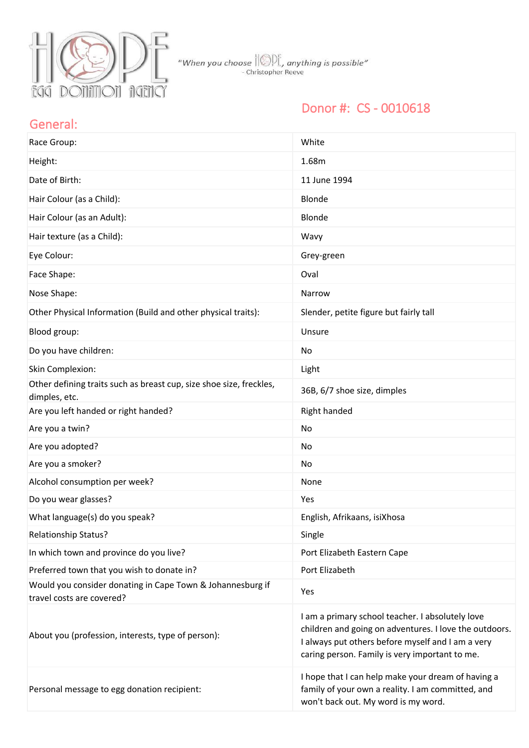"When you choose HOPE, anything is possible"
- Christopher Reeve

## Donor #: CS - 0010618

## General:

| | |
|---|---|
| Race Group: | White |
| Height: | 1.68m |
| Date of Birth: | 11 June 1994 |
| Hair Colour (as a Child): | Blonde |
| Hair Colour (as an Adult): | Blonde |
| Hair texture (as a Child): | Wavy |
| Eye Colour: | Grey-green |
| Face Shape: | Oval |
| Nose Shape: | Narrow |
| Other Physical Information (Build and other physical traits): | Slender, petite figure but fairly tall |
| Blood group: | Unsure |
| Do you have children: | No |
| Skin Complexion: | Light |
| Other defining traits such as breast cup, size shoe size, freckles, dimples, etc. | 36B, 6/7 shoe size, dimples |
| Are you left handed or right handed? | Right handed |
| Are you a twin? | No |
| Are you adopted? | No |
| Are you a smoker? | No |
| Alcohol consumption per week? | None |
| Do you wear glasses? | Yes |
| What language(s) do you speak? | English, Afrikaans, isiXhosa |
| Relationship Status? | Single |
| In which town and province do you live? | Port Elizabeth Eastern Cape |
| Preferred town that you wish to donate in? | Port Elizabeth |
| Would you consider donating in Cape Town & Johannesburg if travel costs are covered? | Yes |
| About you (profession, interests, type of person): | I am a primary school teacher. I absolutely love children and going on adventures. I love the outdoors. I always put others before myself and I am a very caring person. Family is very important to me. |
| Personal message to egg donation recipient: | I hope that I can help make your dream of having a family of your own a reality. I am committed, and won't back out. My word is my word. |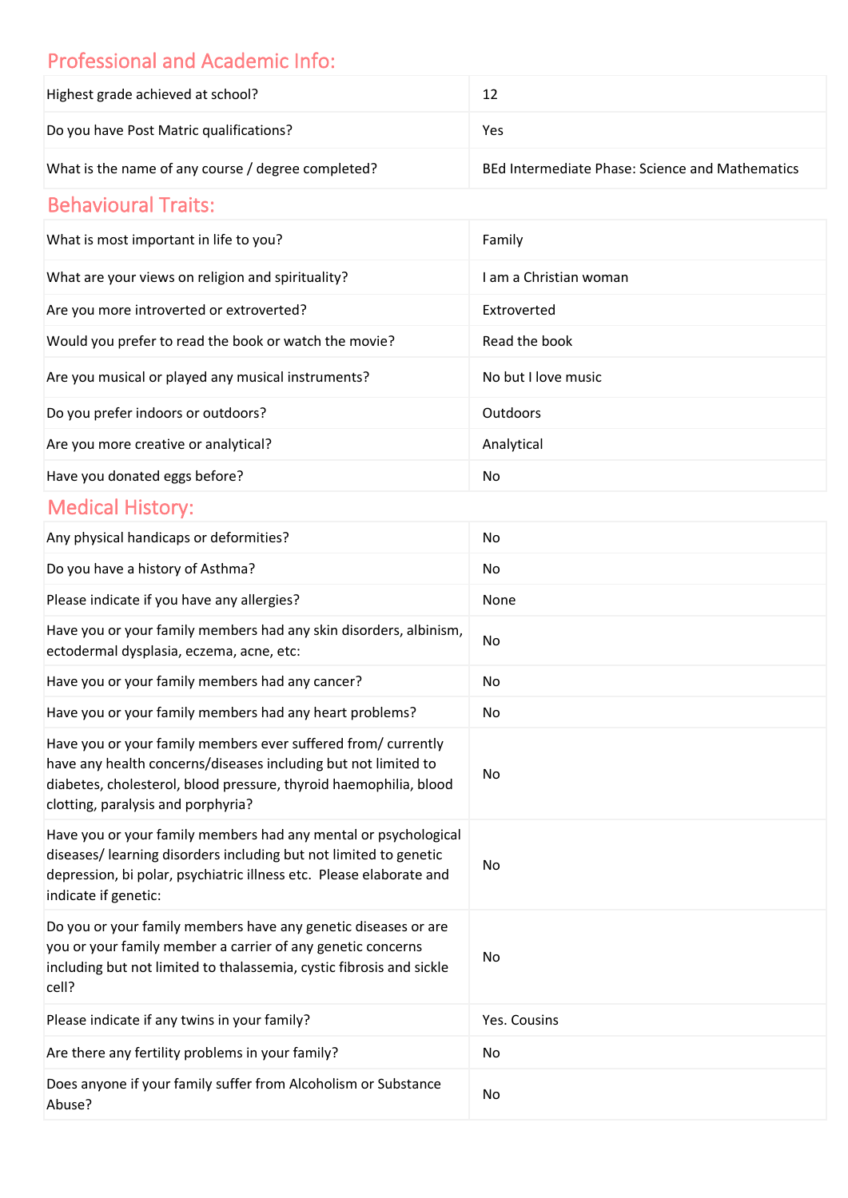## Professional and Academic Info:

| | |
|---|---|
| Highest grade achieved at school? | 12 |
| Do you have Post Matric qualifications? | Yes |
| What is the name of any course / degree completed? | BEd Intermediate Phase: Science and Mathematics |

## Behavioural Traits:

| | |
|---|---|
| What is most important in life to you? | Family |
| What are your views on religion and spirituality? | I am a Christian woman |
| Are you more introverted or extroverted? | Extroverted |
| Would you prefer to read the book or watch the movie? | Read the book |
| Are you musical or played any musical instruments? | No but I love music |
| Do you prefer indoors or outdoors? | Outdoors |
| Are you more creative or analytical? | Analytical |
| Have you donated eggs before? | No |

## Medical History:

| | |
|---|---|
| Any physical handicaps or deformities? | No |
| Do you have a history of Asthma? | No |
| Please indicate if you have any allergies? | None |
| Have you or your family members had any skin disorders, albinism, ectodermal dysplasia, eczema, acne, etc: | No |
| Have you or your family members had any cancer? | No |
| Have you or your family members had any heart problems? | No |
| Have you or your family members ever suffered from/ currently have any health concerns/diseases including but not limited to diabetes, cholesterol, blood pressure, thyroid haemophilia, blood clotting, paralysis and porphyria? | No |
| Have you or your family members had any mental or psychological diseases/ learning disorders including but not limited to genetic depression, bi polar, psychiatric illness etc. Please elaborate and indicate if genetic: | No |
| Do you or your family members have any genetic diseases or are you or your family member a carrier of any genetic concerns including but not limited to thalassemia, cystic fibrosis and sickle cell? | No |
| Please indicate if any twins in your family? | Yes. Cousins |
| Are there any fertility problems in your family? | No |
| Does anyone if your family suffer from Alcoholism or Substance Abuse? | No |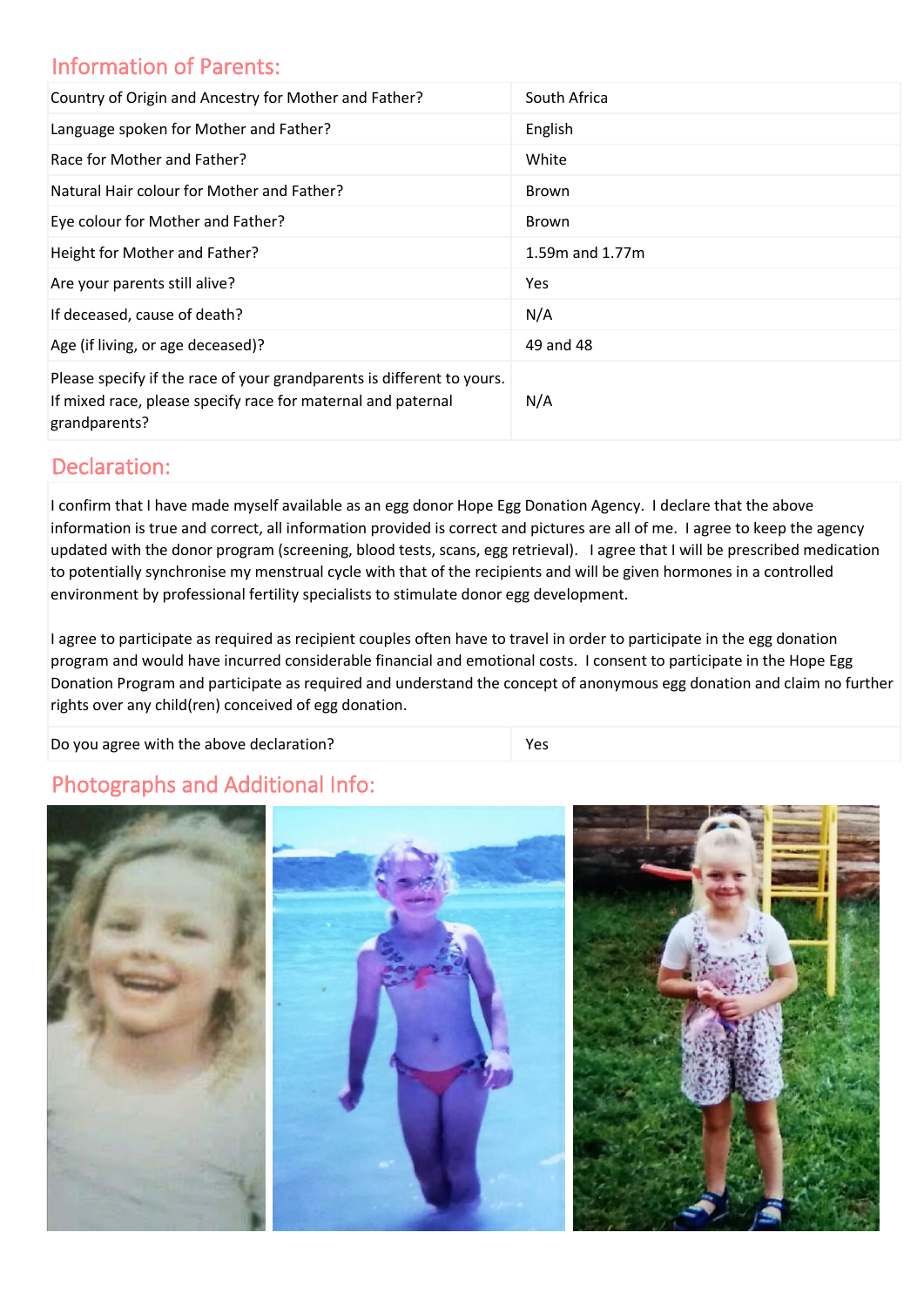## Information of Parents:

| Country of Origin and Ancestry for Mother and Father? | South Africa |
|---|---|
| Language spoken for Mother and Father? | English |
| Race for Mother and Father? | White |
| Natural Hair colour for Mother and Father? | Brown |
| Eye colour for Mother and Father? | Brown |
| Height for Mother and Father? | 1.59m and 1.77m |
| Are your parents still alive? | Yes |
| If deceased, cause of death? | N/A |
| Age (if living, or age deceased)? | 49 and 48 |
| Please specify if the race of your grandparents is different to yours. If mixed race, please specify race for maternal and paternal grandparents? | N/A |

## Declaration:

I confirm that I have made myself available as an egg donor Hope Egg Donation Agency. I declare that the above information is true and correct, all information provided is correct and pictures are all of me. I agree to keep the agency updated with the donor program (screening, blood tests, scans, egg retrieval). I agree that I will be prescribed medication to potentially synchronise my menstrual cycle with that of the recipients and will be given hormones in a controlled environment by professional fertility specialists to stimulate donor egg development.

I agree to participate as required as recipient couples often have to travel in order to participate in the egg donation program and would have incurred considerable financial and emotional costs. I consent to participate in the Hope Egg Donation Program and participate as required and understand the concept of anonymous egg donation and claim no further rights over any child(ren) conceived of egg donation.

| Do you agree with the above declaration? | Yes |
|---|---|

## Photographs and Additional Info: